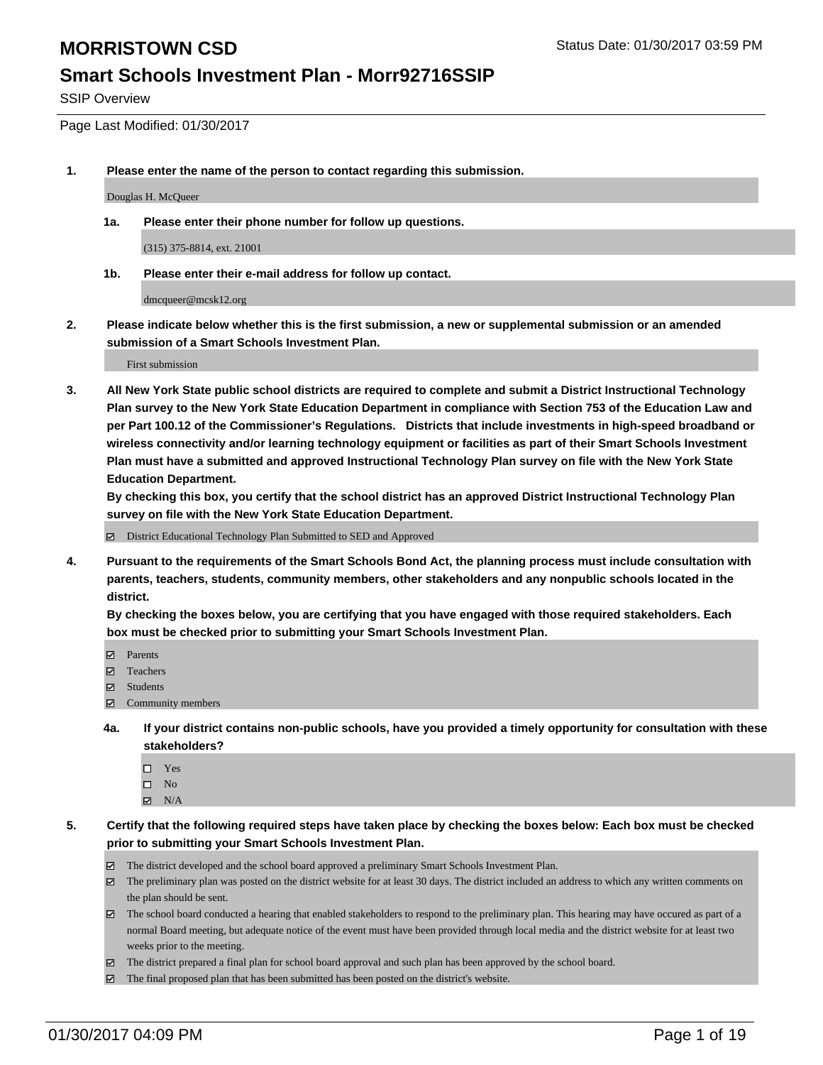# MORRISTOWN CSD

Status Date: 01/30/2017 03:59 PM

## Smart Schools Investment Plan - Morr92716SSIP

SSIP Overview

Page Last Modified: 01/30/2017

**1. Please enter the name of the person to contact regarding this submission.**

Douglas H. McQueer

**1a. Please enter their phone number for follow up questions.**

(315) 375-8814, ext. 21001

**1b. Please enter their e-mail address for follow up contact.**

dmcqueer@mcsk12.org

**2. Please indicate below whether this is the first submission, a new or supplemental submission or an amended submission of a Smart Schools Investment Plan.**

First submission

**3. All New York State public school districts are required to complete and submit a District Instructional Technology Plan survey to the New York State Education Department in compliance with Section 753 of the Education Law and per Part 100.12 of the Commissioner's Regulations. Districts that include investments in high-speed broadband or wireless connectivity and/or learning technology equipment or facilities as part of their Smart Schools Investment Plan must have a submitted and approved Instructional Technology Plan survey on file with the New York State Education Department.**
**By checking this box, you certify that the school district has an approved District Instructional Technology Plan survey on file with the New York State Education Department.**

- ☑ District Educational Technology Plan Submitted to SED and Approved

**4. Pursuant to the requirements of the Smart Schools Bond Act, the planning process must include consultation with parents, teachers, students, community members, other stakeholders and any nonpublic schools located in the district.**
**By checking the boxes below, you are certifying that you have engaged with those required stakeholders. Each box must be checked prior to submitting your Smart Schools Investment Plan.**

- ☑ Parents
- ☑ Teachers
- ☑ Students
- ☑ Community members

**4a. If your district contains non-public schools, have you provided a timely opportunity for consultation with these stakeholders?**

- ☐ Yes
- ☐ No
- ☑ N/A

**5. Certify that the following required steps have taken place by checking the boxes below: Each box must be checked prior to submitting your Smart Schools Investment Plan.**

- ☑ The district developed and the school board approved a preliminary Smart Schools Investment Plan.
- ☑ The preliminary plan was posted on the district website for at least 30 days. The district included an address to which any written comments on the plan should be sent.
- ☑ The school board conducted a hearing that enabled stakeholders to respond to the preliminary plan. This hearing may have occured as part of a normal Board meeting, but adequate notice of the event must have been provided through local media and the district website for at least two weeks prior to the meeting.
- ☑ The district prepared a final plan for school board approval and such plan has been approved by the school board.
- ☑ The final proposed plan that has been submitted has been posted on the district's website.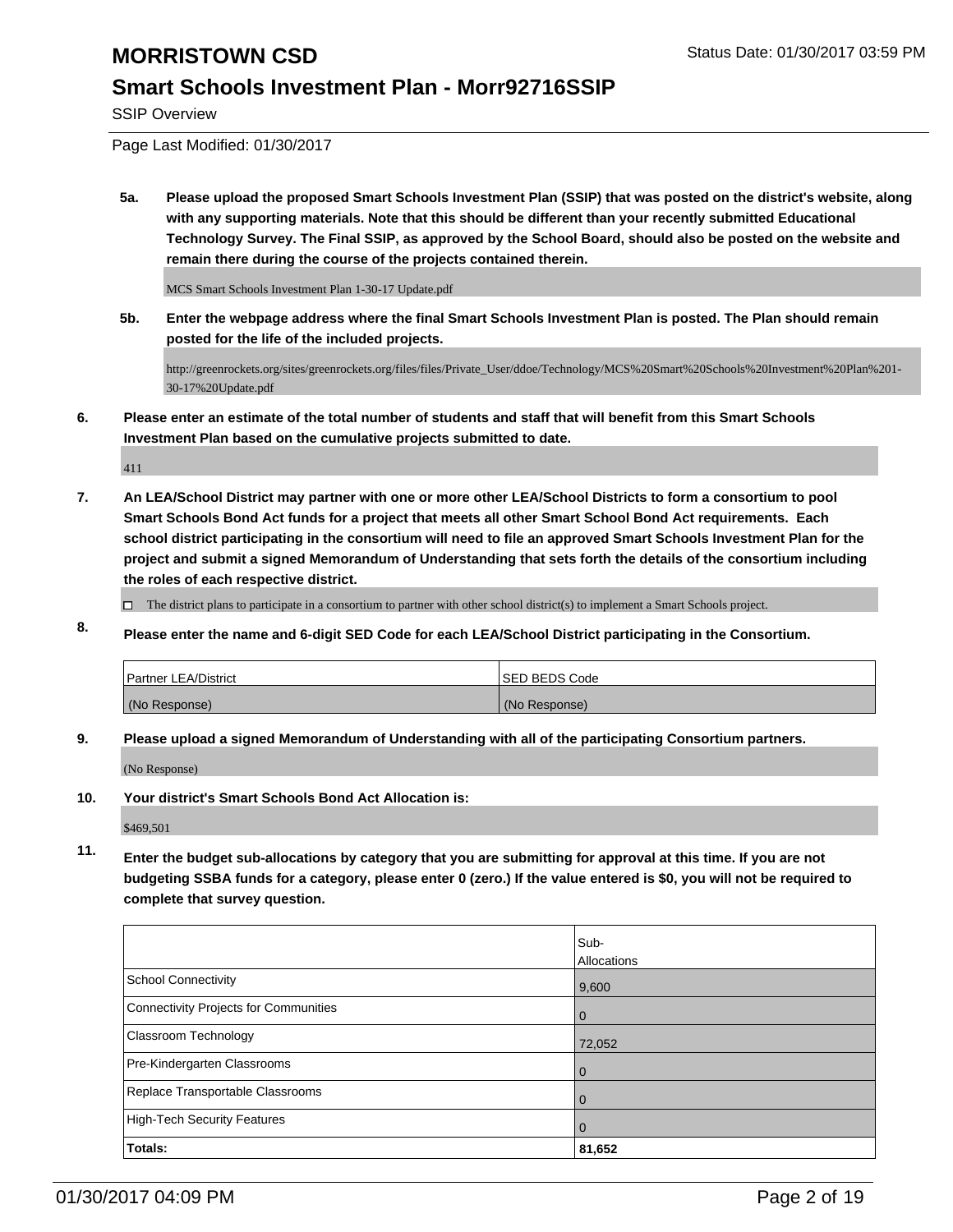# MORRISTOWN CSD

## Smart Schools Investment Plan - Morr92716SSIP

SSIP Overview

Page Last Modified: 01/30/2017

**5a. Please upload the proposed Smart Schools Investment Plan (SSIP) that was posted on the district's website, along with any supporting materials. Note that this should be different than your recently submitted Educational Technology Survey. The Final SSIP, as approved by the School Board, should also be posted on the website and remain there during the course of the projects contained therein.**

MCS Smart Schools Investment Plan 1-30-17 Update.pdf

**5b. Enter the webpage address where the final Smart Schools Investment Plan is posted. The Plan should remain posted for the life of the included projects.**

http://greenrockets.org/sites/greenrockets.org/files/files/Private_User/ddoe/Technology/MCS%20Smart%20Schools%20Investment%20Plan%201-30-17%20Update.pdf

**6. Please enter an estimate of the total number of students and staff that will benefit from this Smart Schools Investment Plan based on the cumulative projects submitted to date.**

411

**7. An LEA/School District may partner with one or more other LEA/School Districts to form a consortium to pool Smart Schools Bond Act funds for a project that meets all other Smart School Bond Act requirements. Each school district participating in the consortium will need to file an approved Smart Schools Investment Plan for the project and submit a signed Memorandum of Understanding that sets forth the details of the consortium including the roles of each respective district.**

☐ The district plans to participate in a consortium to partner with other school district(s) to implement a Smart Schools project.

**8. Please enter the name and 6-digit SED Code for each LEA/School District participating in the Consortium.**

| Partner LEA/District | SED BEDS Code |
|---|---|
| (No Response) | (No Response) |

**9. Please upload a signed Memorandum of Understanding with all of the participating Consortium partners.**

(No Response)

**10. Your district's Smart Schools Bond Act Allocation is:**

$469,501

**11. Enter the budget sub-allocations by category that you are submitting for approval at this time. If you are not budgeting SSBA funds for a category, please enter 0 (zero.) If the value entered is $0, you will not be required to complete that survey question.**

| | Sub-Allocations |
|---|---|
| School Connectivity | 9,600 |
| Connectivity Projects for Communities | 0 |
| Classroom Technology | 72,052 |
| Pre-Kindergarten Classrooms | 0 |
| Replace Transportable Classrooms | 0 |
| High-Tech Security Features | 0 |
| **Totals:** | **81,652** |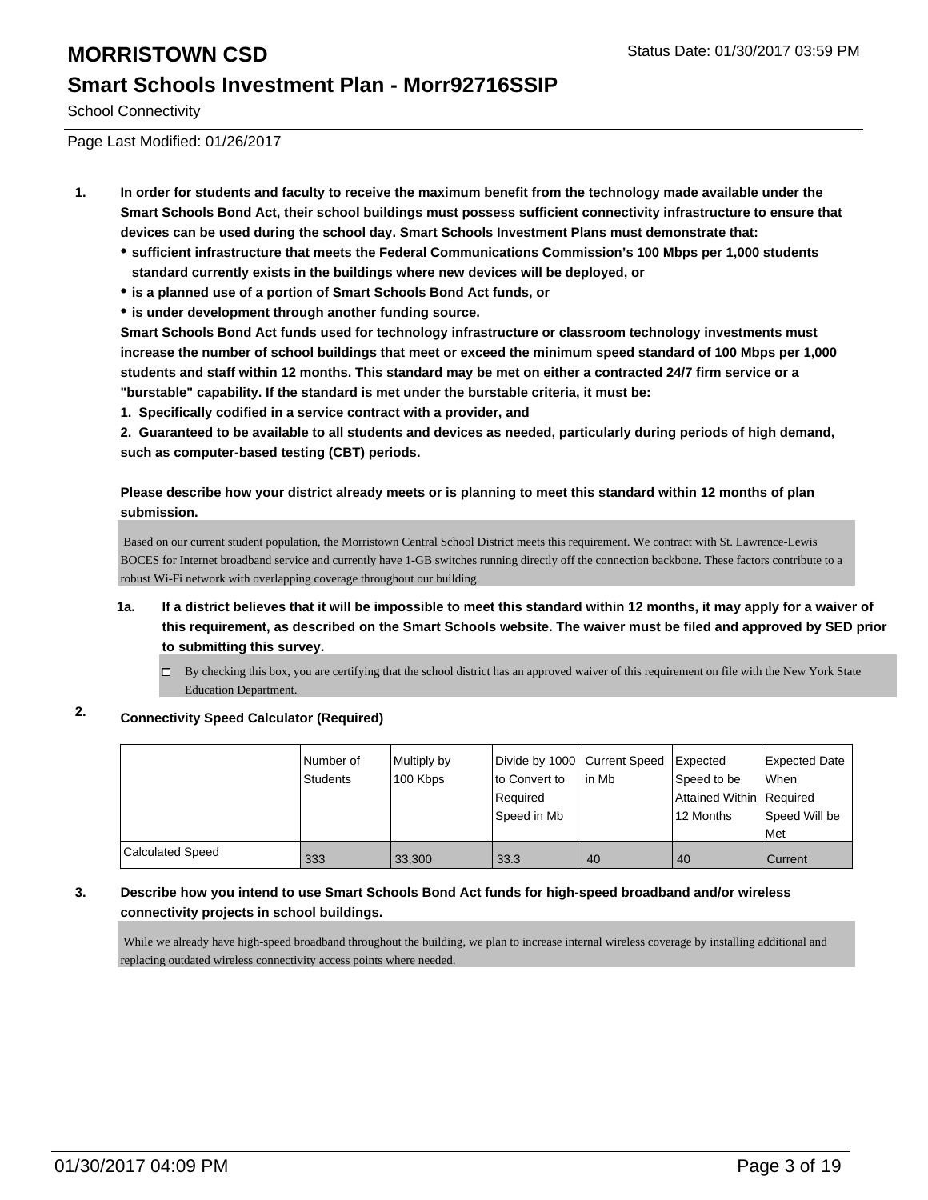# MORRISTOWN CSD

Status Date: 01/30/2017 03:59 PM

## Smart Schools Investment Plan - Morr92716SSIP

School Connectivity

Page Last Modified: 01/26/2017

1. **In order for students and faculty to receive the maximum benefit from the technology made available under the Smart Schools Bond Act, their school buildings must possess sufficient connectivity infrastructure to ensure that devices can be used during the school day. Smart Schools Investment Plans must demonstrate that:**
   - **sufficient infrastructure that meets the Federal Communications Commission's 100 Mbps per 1,000 students standard currently exists in the buildings where new devices will be deployed, or**
   - **is a planned use of a portion of Smart Schools Bond Act funds, or**
   - **is under development through another funding source.**

   **Smart Schools Bond Act funds used for technology infrastructure or classroom technology investments must increase the number of school buildings that meet or exceed the minimum speed standard of 100 Mbps per 1,000 students and staff within 12 months. This standard may be met on either a contracted 24/7 firm service or a "burstable" capability. If the standard is met under the burstable criteria, it must be:**

   **1. Specifically codified in a service contract with a provider, and**

   **2. Guaranteed to be available to all students and devices as needed, particularly during periods of high demand, such as computer-based testing (CBT) periods.**

   **Please describe how your district already meets or is planning to meet this standard within 12 months of plan submission.**

   Based on our current student population, the Morristown Central School District meets this requirement. We contract with St. Lawrence-Lewis BOCES for Internet broadband service and currently have 1-GB switches running directly off the connection backbone. These factors contribute to a robust Wi-Fi network with overlapping coverage throughout our building.

   1a. **If a district believes that it will be impossible to meet this standard within 12 months, it may apply for a waiver of this requirement, as described on the Smart Schools website. The waiver must be filed and approved by SED prior to submitting this survey.**

   ☐ By checking this box, you are certifying that the school district has an approved waiver of this requirement on file with the New York State Education Department.

2. **Connectivity Speed Calculator (Required)**

| | Number of Students | Multiply by 100 Kbps | Divide by 1000 to Convert to Required Speed in Mb | Current Speed in Mb | Expected Speed to be Attained Within 12 Months | Expected Date When Required Speed Will be Met |
|---|---|---|---|---|---|---|
| Calculated Speed | 333 | 33,300 | 33.3 | 40 | 40 | Current |

3. **Describe how you intend to use Smart Schools Bond Act funds for high-speed broadband and/or wireless connectivity projects in school buildings.**

   While we already have high-speed broadband throughout the building, we plan to increase internal wireless coverage by installing additional and replacing outdated wireless connectivity access points where needed.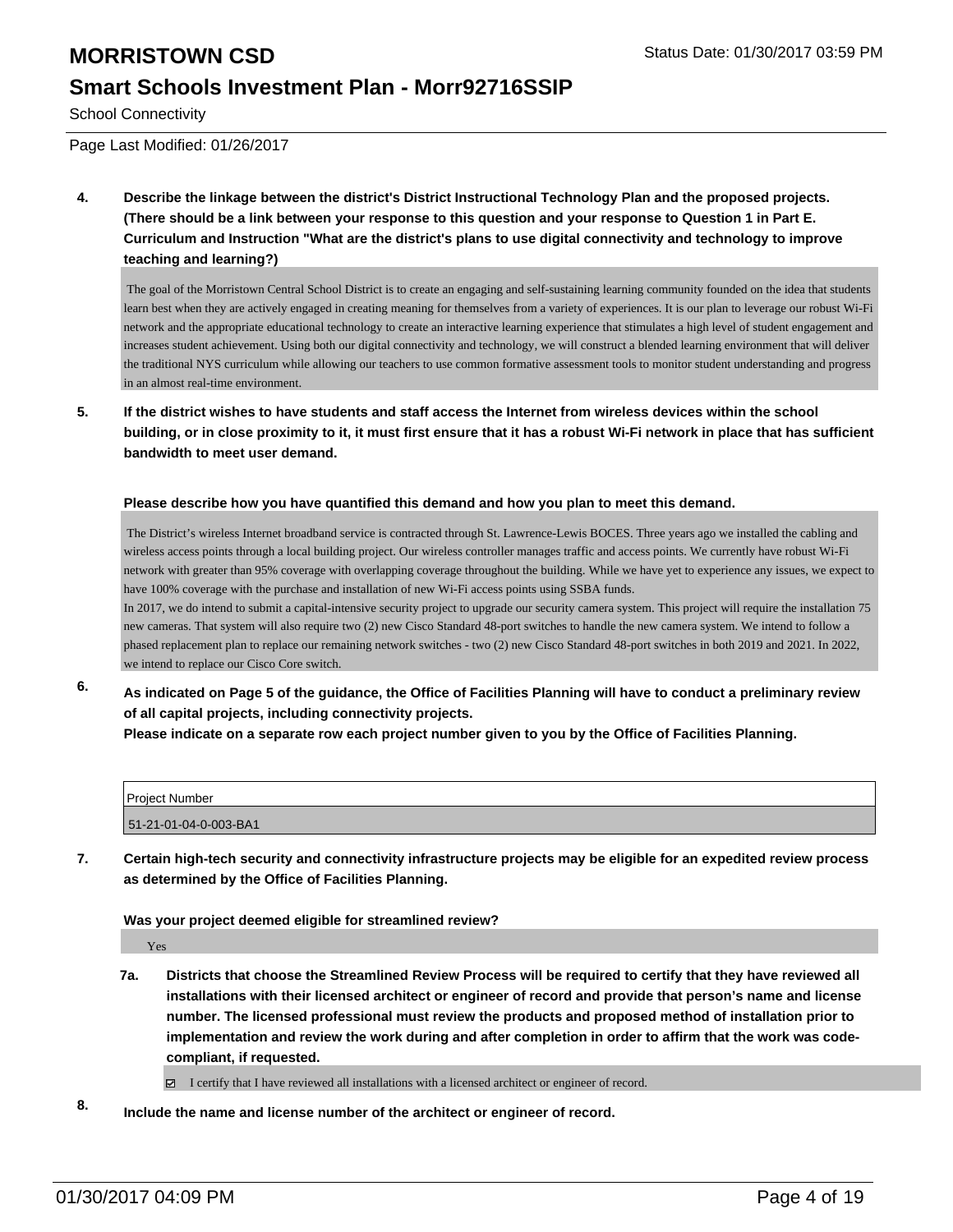# MORRISTOWN CSD

Status Date: 01/30/2017 03:59 PM

## Smart Schools Investment Plan - Morr92716SSIP

School Connectivity

Page Last Modified: 01/26/2017

**4. Describe the linkage between the district's District Instructional Technology Plan and the proposed projects. (There should be a link between your response to this question and your response to Question 1 in Part E. Curriculum and Instruction "What are the district's plans to use digital connectivity and technology to improve teaching and learning?)**

The goal of the Morristown Central School District is to create an engaging and self-sustaining learning community founded on the idea that students learn best when they are actively engaged in creating meaning for themselves from a variety of experiences. It is our plan to leverage our robust Wi-Fi network and the appropriate educational technology to create an interactive learning experience that stimulates a high level of student engagement and increases student achievement. Using both our digital connectivity and technology, we will construct a blended learning environment that will deliver the traditional NYS curriculum while allowing our teachers to use common formative assessment tools to monitor student understanding and progress in an almost real-time environment.

**5. If the district wishes to have students and staff access the Internet from wireless devices within the school building, or in close proximity to it, it must first ensure that it has a robust Wi-Fi network in place that has sufficient bandwidth to meet user demand.**

**Please describe how you have quantified this demand and how you plan to meet this demand.**

The District's wireless Internet broadband service is contracted through St. Lawrence-Lewis BOCES. Three years ago we installed the cabling and wireless access points through a local building project. Our wireless controller manages traffic and access points. We currently have robust Wi-Fi network with greater than 95% coverage with overlapping coverage throughout the building. While we have yet to experience any issues, we expect to have 100% coverage with the purchase and installation of new Wi-Fi access points using SSBA funds.
In 2017, we do intend to submit a capital-intensive security project to upgrade our security camera system. This project will require the installation 75 new cameras. That system will also require two (2) new Cisco Standard 48-port switches to handle the new camera system. We intend to follow a phased replacement plan to replace our remaining network switches - two (2) new Cisco Standard 48-port switches in both 2019 and 2021. In 2022, we intend to replace our Cisco Core switch.

**6. As indicated on Page 5 of the guidance, the Office of Facilities Planning will have to conduct a preliminary review of all capital projects, including connectivity projects.**
**Please indicate on a separate row each project number given to you by the Office of Facilities Planning.**

| Project Number |
|---|
| 51-21-01-04-0-003-BA1 |

**7. Certain high-tech security and connectivity infrastructure projects may be eligible for an expedited review process as determined by the Office of Facilities Planning.**

**Was your project deemed eligible for streamlined review?**

Yes

**7a. Districts that choose the Streamlined Review Process will be required to certify that they have reviewed all installations with their licensed architect or engineer of record and provide that person's name and license number. The licensed professional must review the products and proposed method of installation prior to implementation and review the work during and after completion in order to affirm that the work was code-compliant, if requested.**

☑ I certify that I have reviewed all installations with a licensed architect or engineer of record.

**8. Include the name and license number of the architect or engineer of record.**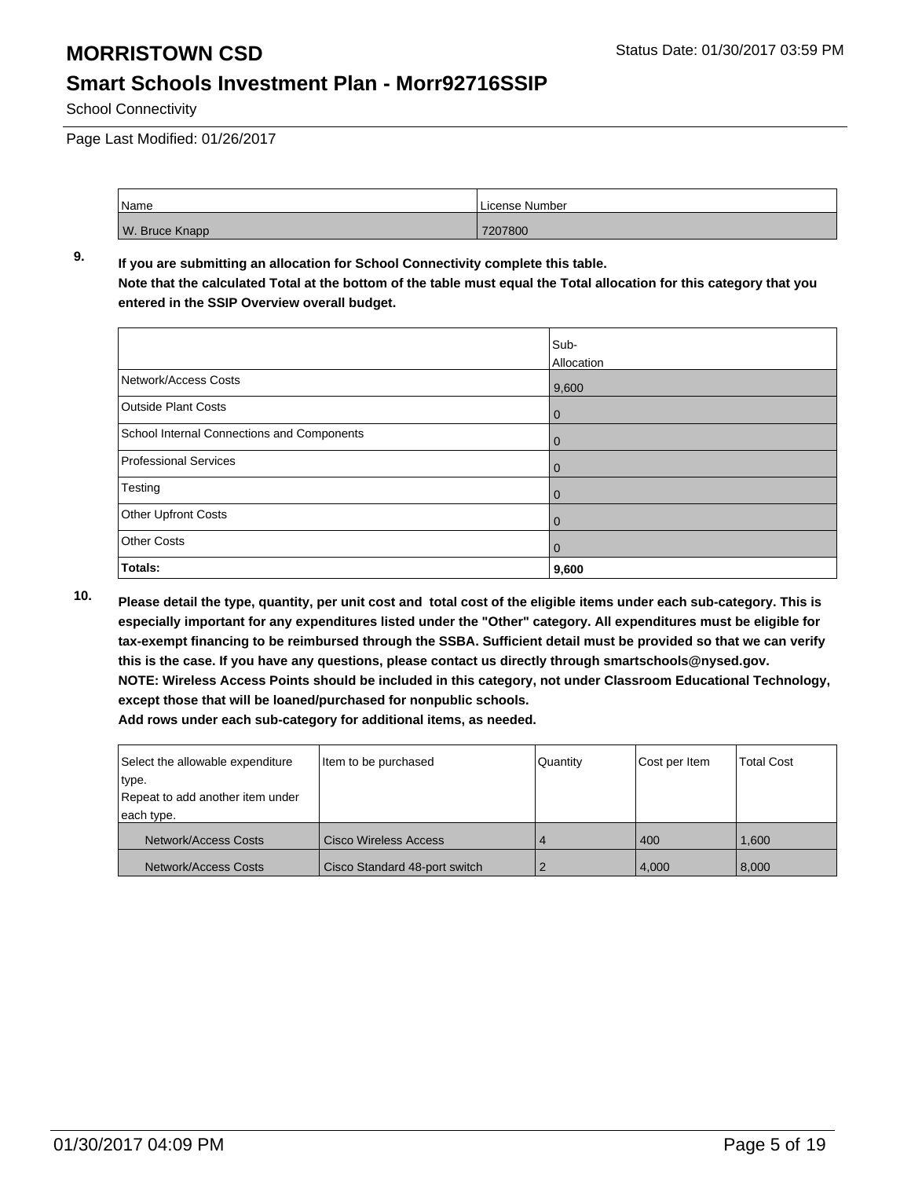# MORRISTOWN CSD

## Smart Schools Investment Plan - Morr92716SSIP

School Connectivity

Page Last Modified: 01/26/2017

| Name | License Number |
|---|---|
| W. Bruce Knapp | 7207800 |

**9. If you are submitting an allocation for School Connectivity complete this table. Note that the calculated Total at the bottom of the table must equal the Total allocation for this category that you entered in the SSIP Overview overall budget.**

| | Sub-Allocation |
|---|---|
| Network/Access Costs | 9,600 |
| Outside Plant Costs | 0 |
| School Internal Connections and Components | 0 |
| Professional Services | 0 |
| Testing | 0 |
| Other Upfront Costs | 0 |
| Other Costs | 0 |
| **Totals:** | **9,600** |

**10. Please detail the type, quantity, per unit cost and total cost of the eligible items under each sub-category. This is especially important for any expenditures listed under the "Other" category. All expenditures must be eligible for tax-exempt financing to be reimbursed through the SSBA. Sufficient detail must be provided so that we can verify this is the case. If you have any questions, please contact us directly through smartschools@nysed.gov.**
**NOTE: Wireless Access Points should be included in this category, not under Classroom Educational Technology, except those that will be loaned/purchased for nonpublic schools.**
**Add rows under each sub-category for additional items, as needed.**

| Select the allowable expenditure type. Repeat to add another item under each type. | Item to be purchased | Quantity | Cost per Item | Total Cost |
|---|---|---|---|---|
| Network/Access Costs | Cisco Wireless Access | 4 | 400 | 1,600 |
| Network/Access Costs | Cisco Standard 48-port switch | 2 | 4,000 | 8,000 |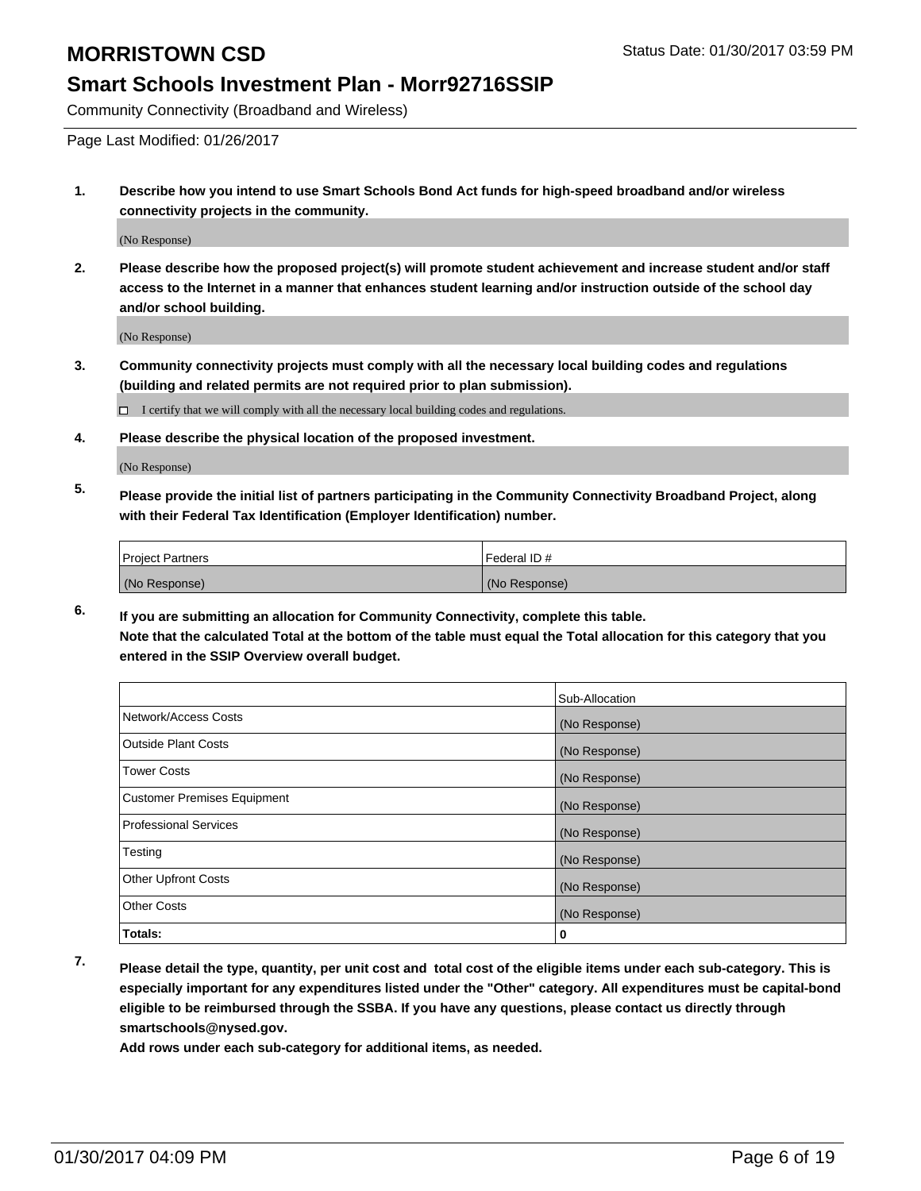# MORRISTOWN CSD

Status Date: 01/30/2017 03:59 PM

## Smart Schools Investment Plan - Morr92716SSIP

Community Connectivity (Broadband and Wireless)

Page Last Modified: 01/26/2017

**1. Describe how you intend to use Smart Schools Bond Act funds for high-speed broadband and/or wireless connectivity projects in the community.**

(No Response)

**2. Please describe how the proposed project(s) will promote student achievement and increase student and/or staff access to the Internet in a manner that enhances student learning and/or instruction outside of the school day and/or school building.**

(No Response)

**3. Community connectivity projects must comply with all the necessary local building codes and regulations (building and related permits are not required prior to plan submission).**

☐ I certify that we will comply with all the necessary local building codes and regulations.

**4. Please describe the physical location of the proposed investment.**

(No Response)

**5. Please provide the initial list of partners participating in the Community Connectivity Broadband Project, along with their Federal Tax Identification (Employer Identification) number.**

| Project Partners | Federal ID # |
|---|---|
| (No Response) | (No Response) |

**6. If you are submitting an allocation for Community Connectivity, complete this table. Note that the calculated Total at the bottom of the table must equal the Total allocation for this category that you entered in the SSIP Overview overall budget.**

| | Sub-Allocation |
|---|---|
| Network/Access Costs | (No Response) |
| Outside Plant Costs | (No Response) |
| Tower Costs | (No Response) |
| Customer Premises Equipment | (No Response) |
| Professional Services | (No Response) |
| Testing | (No Response) |
| Other Upfront Costs | (No Response) |
| Other Costs | (No Response) |
| **Totals:** | **0** |

**7. Please detail the type, quantity, per unit cost and total cost of the eligible items under each sub-category. This is especially important for any expenditures listed under the "Other" category. All expenditures must be capital-bond eligible to be reimbursed through the SSBA. If you have any questions, please contact us directly through smartschools@nysed.gov.**

**Add rows under each sub-category for additional items, as needed.**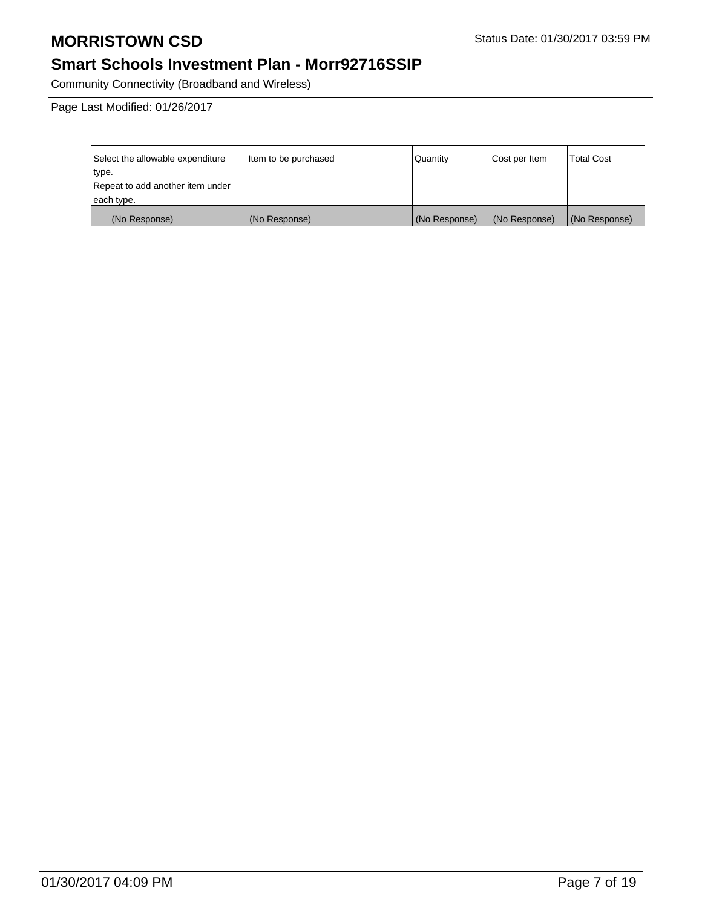# MORRISTOWN CSD

Status Date: 01/30/2017 03:59 PM

## Smart Schools Investment Plan - Morr92716SSIP

Community Connectivity (Broadband and Wireless)

Page Last Modified: 01/26/2017

| Select the allowable expenditure type. Repeat to add another item under each type. | Item to be purchased | Quantity | Cost per Item | Total Cost |
|---|---|---|---|---|
| (No Response) | (No Response) | (No Response) | (No Response) | (No Response) |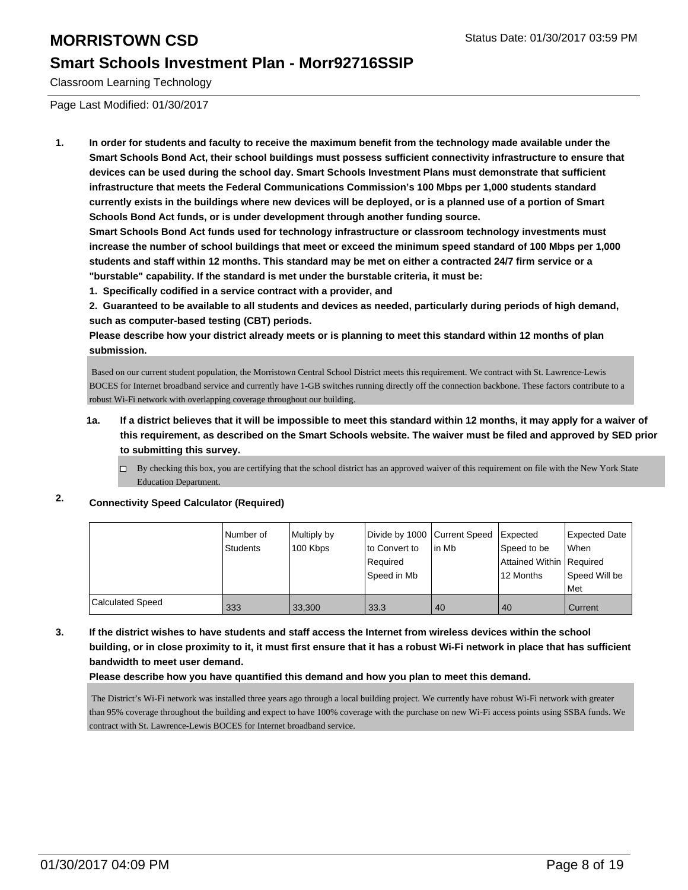# MORRISTOWN CSD

Status Date: 01/30/2017 03:59 PM

## Smart Schools Investment Plan - Morr92716SSIP

Classroom Learning Technology

Page Last Modified: 01/30/2017

1. **In order for students and faculty to receive the maximum benefit from the technology made available under the Smart Schools Bond Act, their school buildings must possess sufficient connectivity infrastructure to ensure that devices can be used during the school day. Smart Schools Investment Plans must demonstrate that sufficient infrastructure that meets the Federal Communications Commission's 100 Mbps per 1,000 students standard currently exists in the buildings where new devices will be deployed, or is a planned use of a portion of Smart Schools Bond Act funds, or is under development through another funding source.**
   **Smart Schools Bond Act funds used for technology infrastructure or classroom technology investments must increase the number of school buildings that meet or exceed the minimum speed standard of 100 Mbps per 1,000 students and staff within 12 months. This standard may be met on either a contracted 24/7 firm service or a "burstable" capability. If the standard is met under the burstable criteria, it must be:**
   **1. Specifically codified in a service contract with a provider, and**
   **2. Guaranteed to be available to all students and devices as needed, particularly during periods of high demand, such as computer-based testing (CBT) periods.**
   **Please describe how your district already meets or is planning to meet this standard within 12 months of plan submission.**

   Based on our current student population, the Morristown Central School District meets this requirement. We contract with St. Lawrence-Lewis BOCES for Internet broadband service and currently have 1-GB switches running directly off the connection backbone. These factors contribute to a robust Wi-Fi network with overlapping coverage throughout our building.

   1a. **If a district believes that it will be impossible to meet this standard within 12 months, it may apply for a waiver of this requirement, as described on the Smart Schools website. The waiver must be filed and approved by SED prior to submitting this survey.**

   - [ ] By checking this box, you are certifying that the school district has an approved waiver of this requirement on file with the New York State Education Department.

2. **Connectivity Speed Calculator (Required)**

| | Number of Students | Multiply by 100 Kbps | Divide by 1000 to Convert to Required Speed in Mb | Current Speed in Mb | Expected Speed to be Attained Within 12 Months | Expected Date When Required Speed Will be Met |
|---|---|---|---|---|---|---|
| Calculated Speed | 333 | 33,300 | 33.3 | 40 | 40 | Current |

3. **If the district wishes to have students and staff access the Internet from wireless devices within the school building, or in close proximity to it, it must first ensure that it has a robust Wi-Fi network in place that has sufficient bandwidth to meet user demand.**
   **Please describe how you have quantified this demand and how you plan to meet this demand.**

   The District's Wi-Fi network was installed three years ago through a local building project. We currently have robust Wi-Fi network with greater than 95% coverage throughout the building and expect to have 100% coverage with the purchase on new Wi-Fi access points using SSBA funds. We contract with St. Lawrence-Lewis BOCES for Internet broadband service.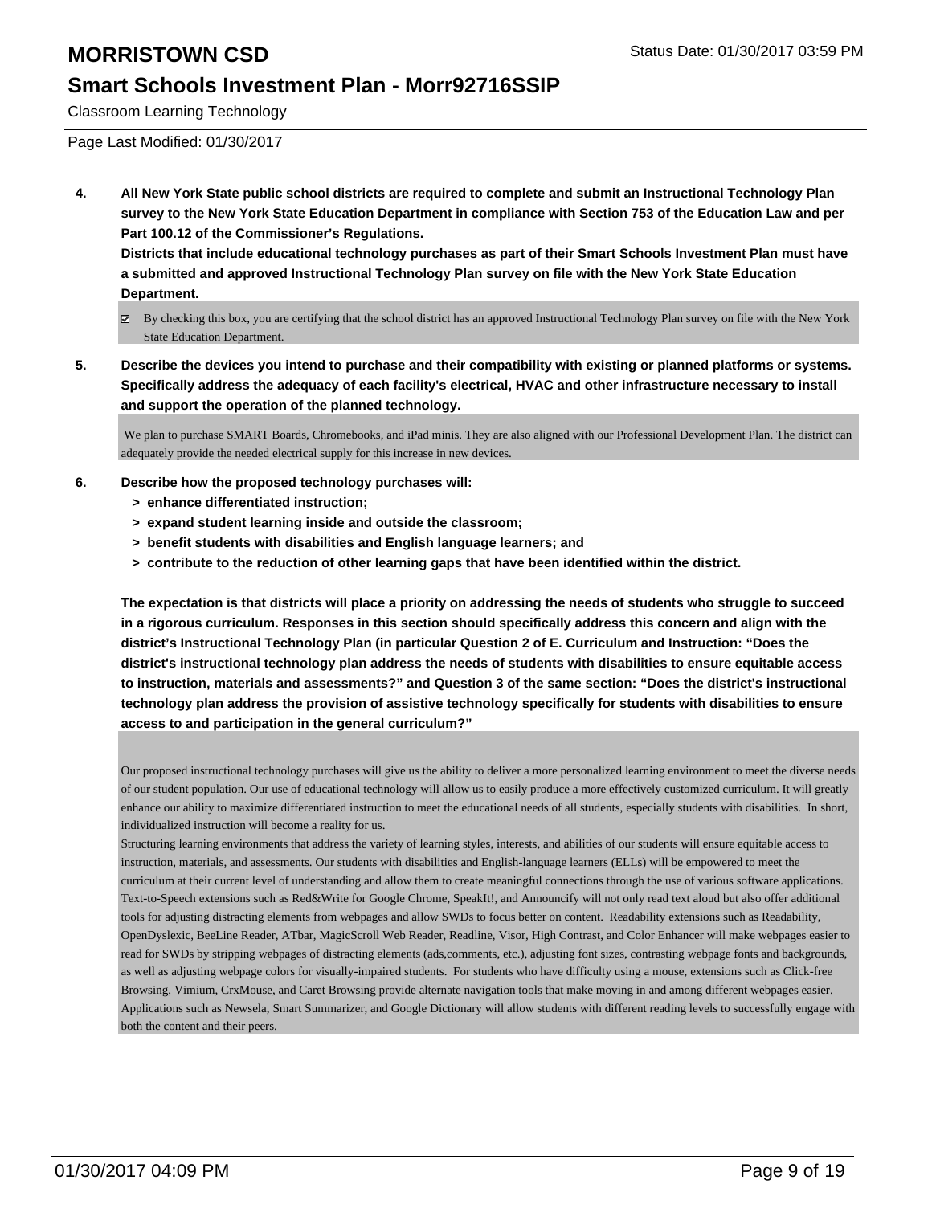Classroom Learning Technology

Page Last Modified: 01/30/2017

**4. All New York State public school districts are required to complete and submit an Instructional Technology Plan survey to the New York State Education Department in compliance with Section 753 of the Education Law and per Part 100.12 of the Commissioner's Regulations.**

**Districts that include educational technology purchases as part of their Smart Schools Investment Plan must have a submitted and approved Instructional Technology Plan survey on file with the New York State Education Department.**

☑ By checking this box, you are certifying that the school district has an approved Instructional Technology Plan survey on file with the New York State Education Department.

**5. Describe the devices you intend to purchase and their compatibility with existing or planned platforms or systems. Specifically address the adequacy of each facility's electrical, HVAC and other infrastructure necessary to install and support the operation of the planned technology.**

We plan to purchase SMART Boards, Chromebooks, and iPad minis. They are also aligned with our Professional Development Plan. The district can adequately provide the needed electrical supply for this increase in new devices.

**6. Describe how the proposed technology purchases will:**

- **> enhance differentiated instruction;**
- **> expand student learning inside and outside the classroom;**
- **> benefit students with disabilities and English language learners; and**
- **> contribute to the reduction of other learning gaps that have been identified within the district.**

**The expectation is that districts will place a priority on addressing the needs of students who struggle to succeed in a rigorous curriculum. Responses in this section should specifically address this concern and align with the district's Instructional Technology Plan (in particular Question 2 of E. Curriculum and Instruction: "Does the district's instructional technology plan address the needs of students with disabilities to ensure equitable access to instruction, materials and assessments?" and Question 3 of the same section: "Does the district's instructional technology plan address the provision of assistive technology specifically for students with disabilities to ensure access to and participation in the general curriculum?"**

Our proposed instructional technology purchases will give us the ability to deliver a more personalized learning environment to meet the diverse needs of our student population. Our use of educational technology will allow us to easily produce a more effectively customized curriculum. It will greatly enhance our ability to maximize differentiated instruction to meet the educational needs of all students, especially students with disabilities. In short, individualized instruction will become a reality for us.

Structuring learning environments that address the variety of learning styles, interests, and abilities of our students will ensure equitable access to instruction, materials, and assessments. Our students with disabilities and English-language learners (ELLs) will be empowered to meet the curriculum at their current level of understanding and allow them to create meaningful connections through the use of various software applications. Text-to-Speech extensions such as Red&Write for Google Chrome, SpeakIt!, and Announcify will not only read text aloud but also offer additional tools for adjusting distracting elements from webpages and allow SWDs to focus better on content. Readability extensions such as Readability, OpenDyslexic, BeeLine Reader, ATbar, MagicScroll Web Reader, Readline, Visor, High Contrast, and Color Enhancer will make webpages easier to read for SWDs by stripping webpages of distracting elements (ads,comments, etc.), adjusting font sizes, contrasting webpage fonts and backgrounds, as well as adjusting webpage colors for visually-impaired students. For students who have difficulty using a mouse, extensions such as Click-free Browsing, Vimium, CrxMouse, and Caret Browsing provide alternate navigation tools that make moving in and among different webpages easier. Applications such as Newsela, Smart Summarizer, and Google Dictionary will allow students with different reading levels to successfully engage with both the content and their peers.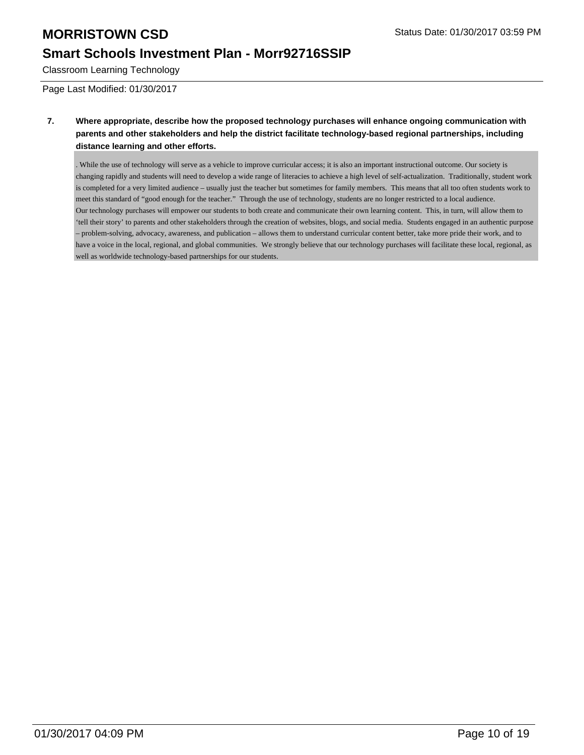**7. Where appropriate, describe how the proposed technology purchases will enhance ongoing communication with parents and other stakeholders and help the district facilitate technology-based regional partnerships, including distance learning and other efforts.**

. While the use of technology will serve as a vehicle to improve curricular access; it is also an important instructional outcome. Our society is changing rapidly and students will need to develop a wide range of literacies to achieve a high level of self-actualization. Traditionally, student work is completed for a very limited audience – usually just the teacher but sometimes for family members. This means that all too often students work to meet this standard of "good enough for the teacher." Through the use of technology, students are no longer restricted to a local audience.
Our technology purchases will empower our students to both create and communicate their own learning content. This, in turn, will allow them to 'tell their story' to parents and other stakeholders through the creation of websites, blogs, and social media. Students engaged in an authentic purpose – problem-solving, advocacy, awareness, and publication – allows them to understand curricular content better, take more pride their work, and to have a voice in the local, regional, and global communities. We strongly believe that our technology purchases will facilitate these local, regional, as well as worldwide technology-based partnerships for our students.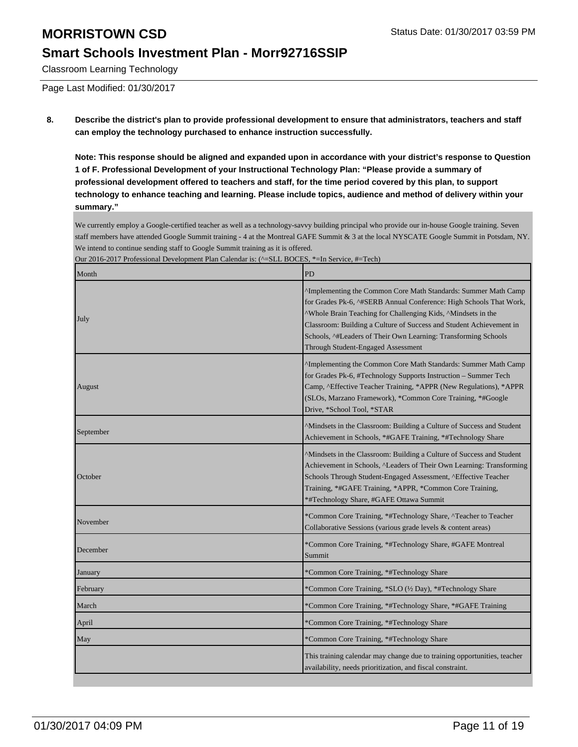# MORRISTOWN CSD

## Smart Schools Investment Plan - Morr92716SSIP

Classroom Learning Technology

Page Last Modified: 01/30/2017

**8. Describe the district's plan to provide professional development to ensure that administrators, teachers and staff can employ the technology purchased to enhance instruction successfully.**

**Note: This response should be aligned and expanded upon in accordance with your district's response to Question 1 of F. Professional Development of your Instructional Technology Plan: "Please provide a summary of professional development offered to teachers and staff, for the time period covered by this plan, to support technology to enhance teaching and learning. Please include topics, audience and method of delivery within your summary."**

We currently employ a Google-certified teacher as well as a technology-savvy building principal who provide our in-house Google training. Seven staff members have attended Google Summit training - 4 at the Montreal GAFE Summit & 3 at the local NYSCATE Google Summit in Potsdam, NY. We intend to continue sending staff to Google Summit training as it is offered.

Our 2016-2017 Professional Development Plan Calendar is: (^=SLL BOCES, *=In Service, #=Tech)

| Month | PD |
|---|---|
| July | ^Implementing the Common Core Math Standards: Summer Math Camp for Grades Pk-6, ^#SERB Annual Conference: High Schools That Work, ^Whole Brain Teaching for Challenging Kids, ^Mindsets in the Classroom: Building a Culture of Success and Student Achievement in Schools, ^#Leaders of Their Own Learning: Transforming Schools Through Student-Engaged Assessment |
| August | ^Implementing the Common Core Math Standards: Summer Math Camp for Grades Pk-6, #Technology Supports Instruction – Summer Tech Camp, ^Effective Teacher Training, *APPR (New Regulations), *APPR (SLOs, Marzano Framework), *Common Core Training, *#Google Drive, *School Tool, *STAR |
| September | ^Mindsets in the Classroom: Building a Culture of Success and Student Achievement in Schools, *#GAFE Training, *#Technology Share |
| October | ^Mindsets in the Classroom: Building a Culture of Success and Student Achievement in Schools, ^Leaders of Their Own Learning: Transforming Schools Through Student-Engaged Assessment, ^Effective Teacher Training, *#GAFE Training, *APPR, *Common Core Training, *#Technology Share, #GAFE Ottawa Summit |
| November | *Common Core Training, *#Technology Share, ^Teacher to Teacher Collaborative Sessions (various grade levels & content areas) |
| December | *Common Core Training, *#Technology Share, #GAFE Montreal Summit |
| January | *Common Core Training, *#Technology Share |
| February | *Common Core Training, *SLO (½ Day), *#Technology Share |
| March | *Common Core Training, *#Technology Share, *#GAFE Training |
| April | *Common Core Training, *#Technology Share |
| May | *Common Core Training, *#Technology Share |
| | This training calendar may change due to training opportunities, teacher availability, needs prioritization, and fiscal constraint. |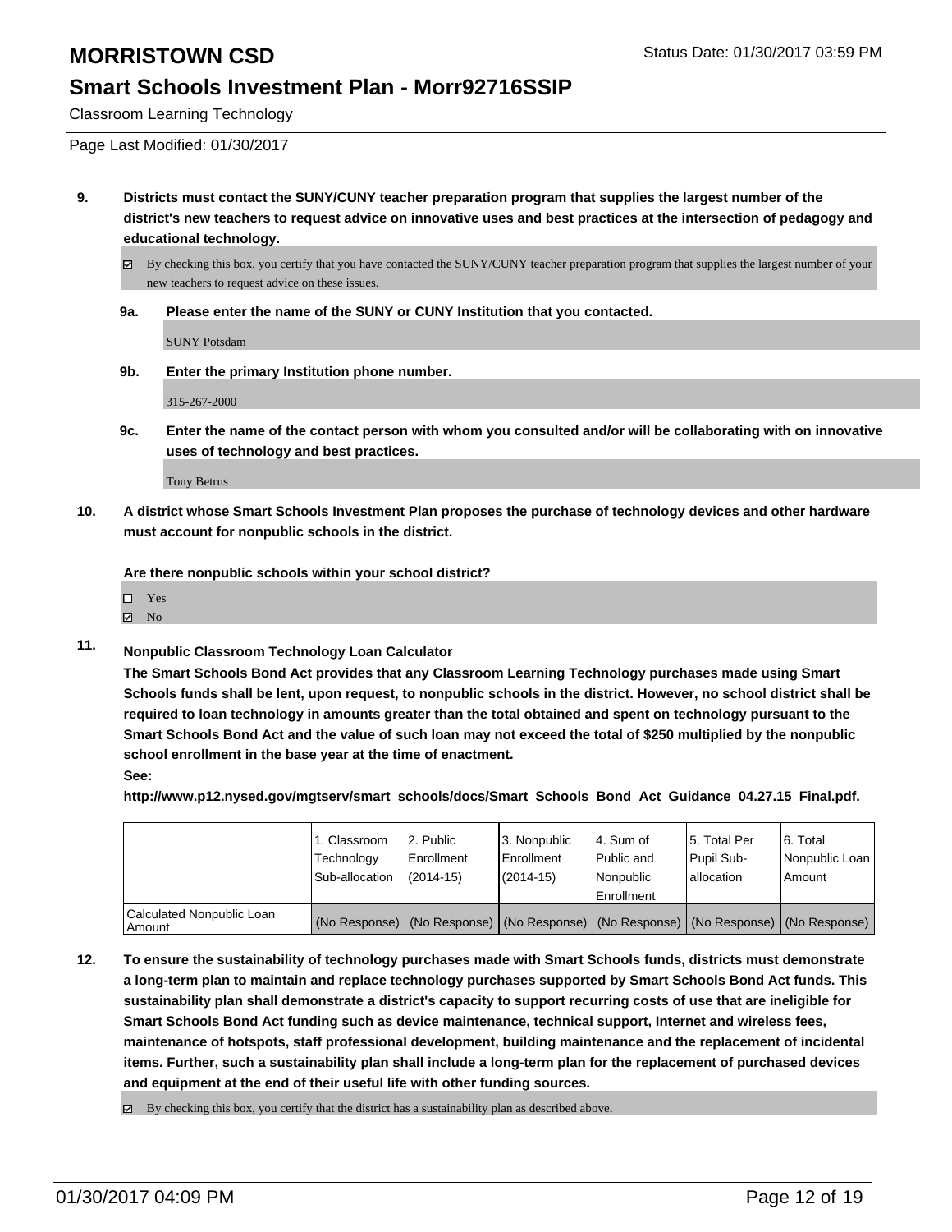# MORRISTOWN CSD

## Smart Schools Investment Plan - Morr92716SSIP

Classroom Learning Technology

Page Last Modified: 01/30/2017

**9. Districts must contact the SUNY/CUNY teacher preparation program that supplies the largest number of the district's new teachers to request advice on innovative uses and best practices at the intersection of pedagogy and educational technology.**

☑ By checking this box, you certify that you have contacted the SUNY/CUNY teacher preparation program that supplies the largest number of your new teachers to request advice on these issues.

**9a. Please enter the name of the SUNY or CUNY Institution that you contacted.**

SUNY Potsdam

**9b. Enter the primary Institution phone number.**

315-267-2000

**9c. Enter the name of the contact person with whom you consulted and/or will be collaborating with on innovative uses of technology and best practices.**

Tony Betrus

**10. A district whose Smart Schools Investment Plan proposes the purchase of technology devices and other hardware must account for nonpublic schools in the district.**

**Are there nonpublic schools within your school district?**

☐ Yes
☑ No

**11. Nonpublic Classroom Technology Loan Calculator**

**The Smart Schools Bond Act provides that any Classroom Learning Technology purchases made using Smart Schools funds shall be lent, upon request, to nonpublic schools in the district. However, no school district shall be required to loan technology in amounts greater than the total obtained and spent on technology pursuant to the Smart Schools Bond Act and the value of such loan may not exceed the total of $250 multiplied by the nonpublic school enrollment in the base year at the time of enactment.**

**See:**

**http://www.p12.nysed.gov/mgtserv/smart_schools/docs/Smart_Schools_Bond_Act_Guidance_04.27.15_Final.pdf.**

| | 1. Classroom Technology Sub-allocation | 2. Public Enrollment (2014-15) | 3. Nonpublic Enrollment (2014-15) | 4. Sum of Public and Nonpublic Enrollment | 5. Total Per Pupil Sub-allocation | 6. Total Nonpublic Loan Amount |
|---|---|---|---|---|---|---|
| Calculated Nonpublic Loan Amount | (No Response) | (No Response) | (No Response) | (No Response) | (No Response) | (No Response) |

**12. To ensure the sustainability of technology purchases made with Smart Schools funds, districts must demonstrate a long-term plan to maintain and replace technology purchases supported by Smart Schools Bond Act funds. This sustainability plan shall demonstrate a district's capacity to support recurring costs of use that are ineligible for Smart Schools Bond Act funding such as device maintenance, technical support, Internet and wireless fees, maintenance of hotspots, staff professional development, building maintenance and the replacement of incidental items. Further, such a sustainability plan shall include a long-term plan for the replacement of purchased devices and equipment at the end of their useful life with other funding sources.**

☑ By checking this box, you certify that the district has a sustainability plan as described above.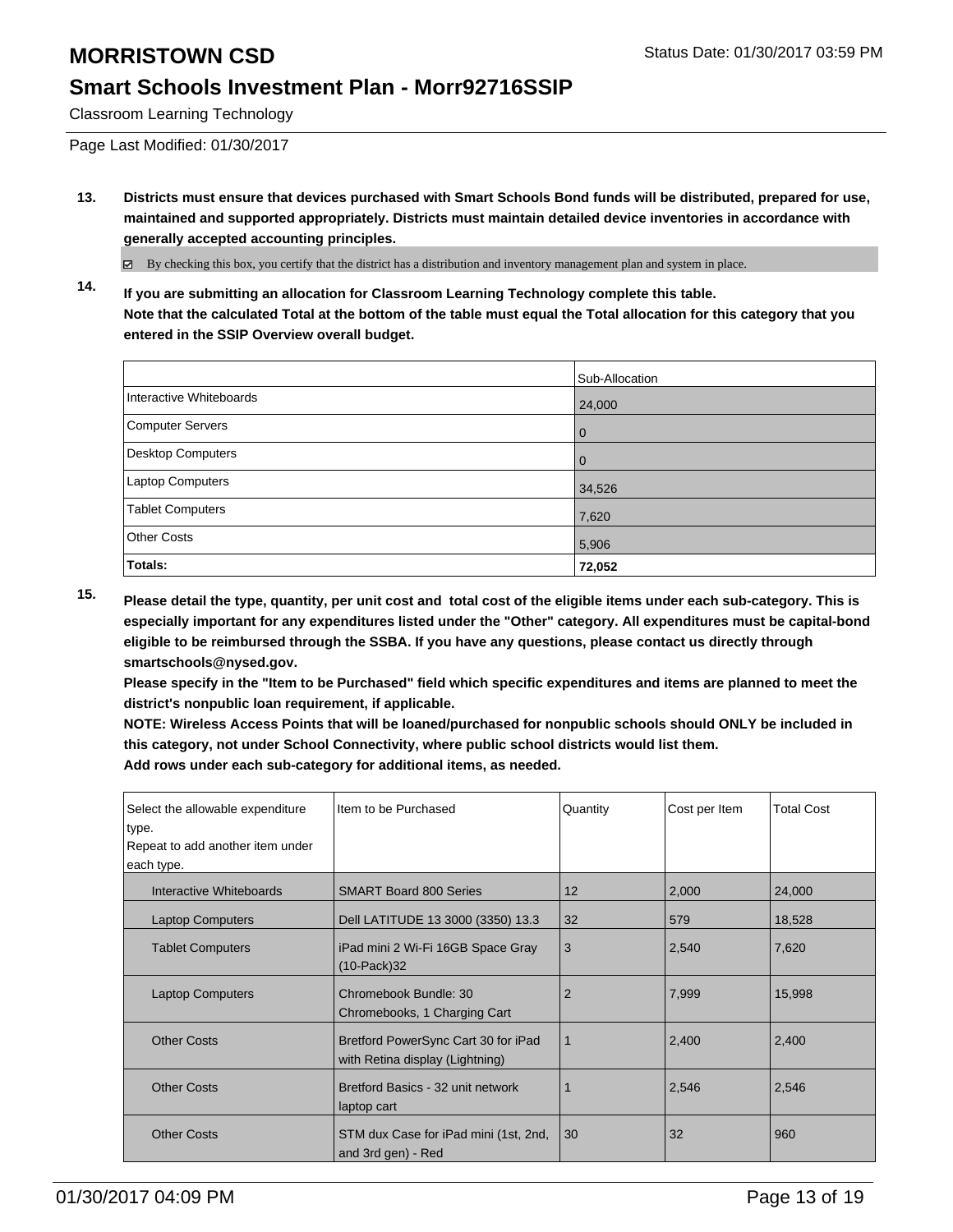# MORRISTOWN CSD

Status Date: 01/30/2017 03:59 PM

## Smart Schools Investment Plan - Morr92716SSIP

Classroom Learning Technology

Page Last Modified: 01/30/2017

**13. Districts must ensure that devices purchased with Smart Schools Bond funds will be distributed, prepared for use, maintained and supported appropriately. Districts must maintain detailed device inventories in accordance with generally accepted accounting principles.**

☑ By checking this box, you certify that the district has a distribution and inventory management plan and system in place.

**14. If you are submitting an allocation for Classroom Learning Technology complete this table. Note that the calculated Total at the bottom of the table must equal the Total allocation for this category that you entered in the SSIP Overview overall budget.**

| | Sub-Allocation |
|---|---|
| Interactive Whiteboards | 24,000 |
| Computer Servers | 0 |
| Desktop Computers | 0 |
| Laptop Computers | 34,526 |
| Tablet Computers | 7,620 |
| Other Costs | 5,906 |
| **Totals:** | **72,052** |

**15. Please detail the type, quantity, per unit cost and total cost of the eligible items under each sub-category. This is especially important for any expenditures listed under the "Other" category. All expenditures must be capital-bond eligible to be reimbursed through the SSBA. If you have any questions, please contact us directly through smartschools@nysed.gov.**
**Please specify in the "Item to be Purchased" field which specific expenditures and items are planned to meet the district's nonpublic loan requirement, if applicable.**
**NOTE: Wireless Access Points that will be loaned/purchased for nonpublic schools should ONLY be included in this category, not under School Connectivity, where public school districts would list them.**
**Add rows under each sub-category for additional items, as needed.**

| Select the allowable expenditure type. Repeat to add another item under each type. | Item to be Purchased | Quantity | Cost per Item | Total Cost |
|---|---|---|---|---|
| Interactive Whiteboards | SMART Board 800 Series | 12 | 2,000 | 24,000 |
| Laptop Computers | Dell LATITUDE 13 3000 (3350) 13.3 | 32 | 579 | 18,528 |
| Tablet Computers | iPad mini 2 Wi-Fi 16GB Space Gray (10-Pack)32 | 3 | 2,540 | 7,620 |
| Laptop Computers | Chromebook Bundle: 30 Chromebooks, 1 Charging Cart | 2 | 7,999 | 15,998 |
| Other Costs | Bretford PowerSync Cart 30 for iPad with Retina display (Lightning) | 1 | 2,400 | 2,400 |
| Other Costs | Bretford Basics - 32 unit network laptop cart | 1 | 2,546 | 2,546 |
| Other Costs | STM dux Case for iPad mini (1st, 2nd, and 3rd gen) - Red | 30 | 32 | 960 |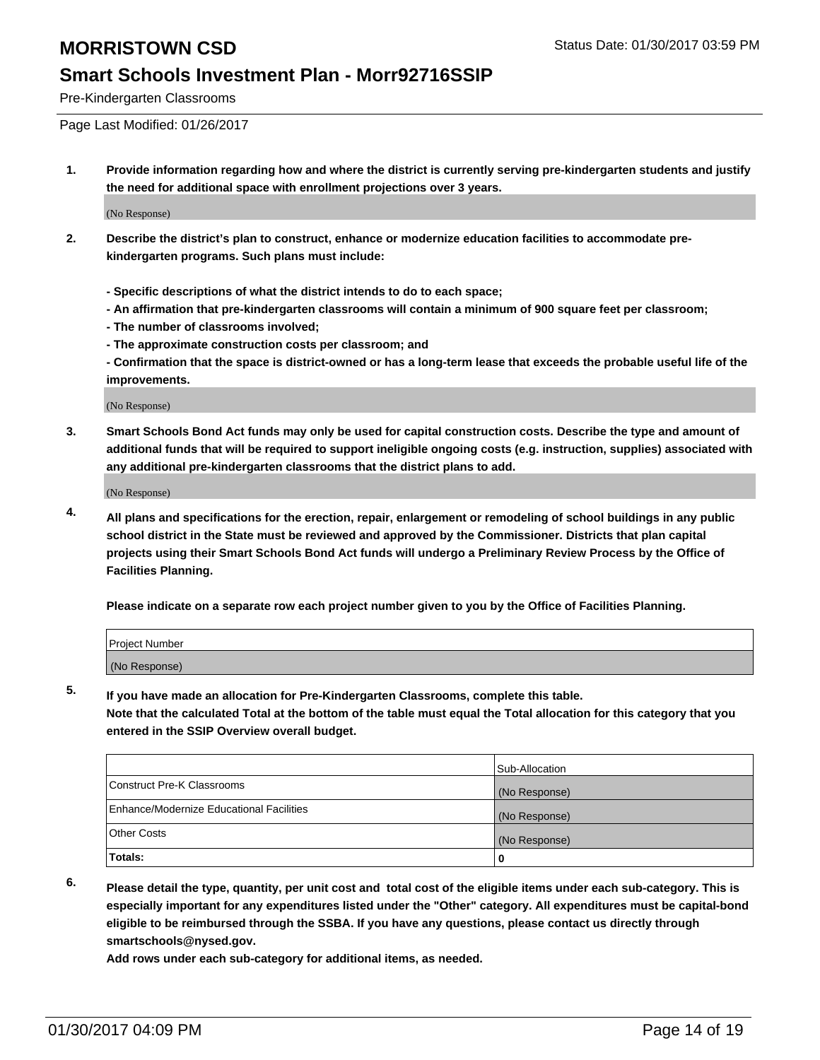# MORRISTOWN CSD

Status Date: 01/30/2017 03:59 PM

## Smart Schools Investment Plan - Morr92716SSIP

Pre-Kindergarten Classrooms

Page Last Modified: 01/26/2017

**1. Provide information regarding how and where the district is currently serving pre-kindergarten students and justify the need for additional space with enrollment projections over 3 years.**

(No Response)

**2. Describe the district's plan to construct, enhance or modernize education facilities to accommodate pre-kindergarten programs. Such plans must include:**

**- Specific descriptions of what the district intends to do to each space;**
**- An affirmation that pre-kindergarten classrooms will contain a minimum of 900 square feet per classroom;**
**- The number of classrooms involved;**
**- The approximate construction costs per classroom; and**
**- Confirmation that the space is district-owned or has a long-term lease that exceeds the probable useful life of the improvements.**

(No Response)

**3. Smart Schools Bond Act funds may only be used for capital construction costs. Describe the type and amount of additional funds that will be required to support ineligible ongoing costs (e.g. instruction, supplies) associated with any additional pre-kindergarten classrooms that the district plans to add.**

(No Response)

**4. All plans and specifications for the erection, repair, enlargement or remodeling of school buildings in any public school district in the State must be reviewed and approved by the Commissioner. Districts that plan capital projects using their Smart Schools Bond Act funds will undergo a Preliminary Review Process by the Office of Facilities Planning.**

**Please indicate on a separate row each project number given to you by the Office of Facilities Planning.**

| Project Number |
|---|
| (No Response) |

**5. If you have made an allocation for Pre-Kindergarten Classrooms, complete this table.**
**Note that the calculated Total at the bottom of the table must equal the Total allocation for this category that you entered in the SSIP Overview overall budget.**

| | Sub-Allocation |
|---|---|
| Construct Pre-K Classrooms | (No Response) |
| Enhance/Modernize Educational Facilities | (No Response) |
| Other Costs | (No Response) |
| **Totals:** | **0** |

**6. Please detail the type, quantity, per unit cost and total cost of the eligible items under each sub-category. This is especially important for any expenditures listed under the "Other" category. All expenditures must be capital-bond eligible to be reimbursed through the SSBA. If you have any questions, please contact us directly through smartschools@nysed.gov.**

**Add rows under each sub-category for additional items, as needed.**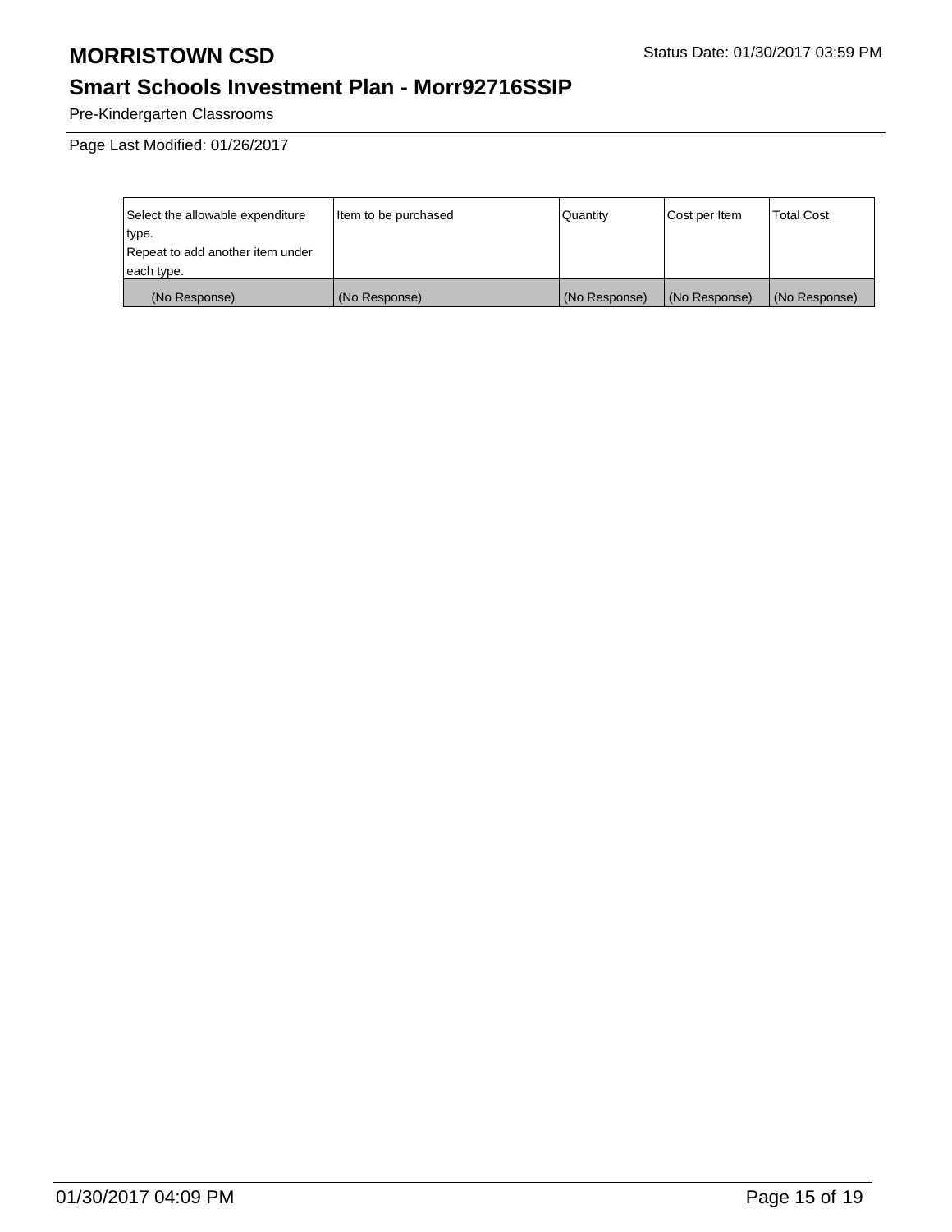# MORRISTOWN CSD

Status Date: 01/30/2017 03:59 PM

## Smart Schools Investment Plan - Morr92716SSIP

Pre-Kindergarten Classrooms

Page Last Modified: 01/26/2017

| Select the allowable expenditure type. Repeat to add another item under each type. | Item to be purchased | Quantity | Cost per Item | Total Cost |
|---|---|---|---|---|
| (No Response) | (No Response) | (No Response) | (No Response) | (No Response) |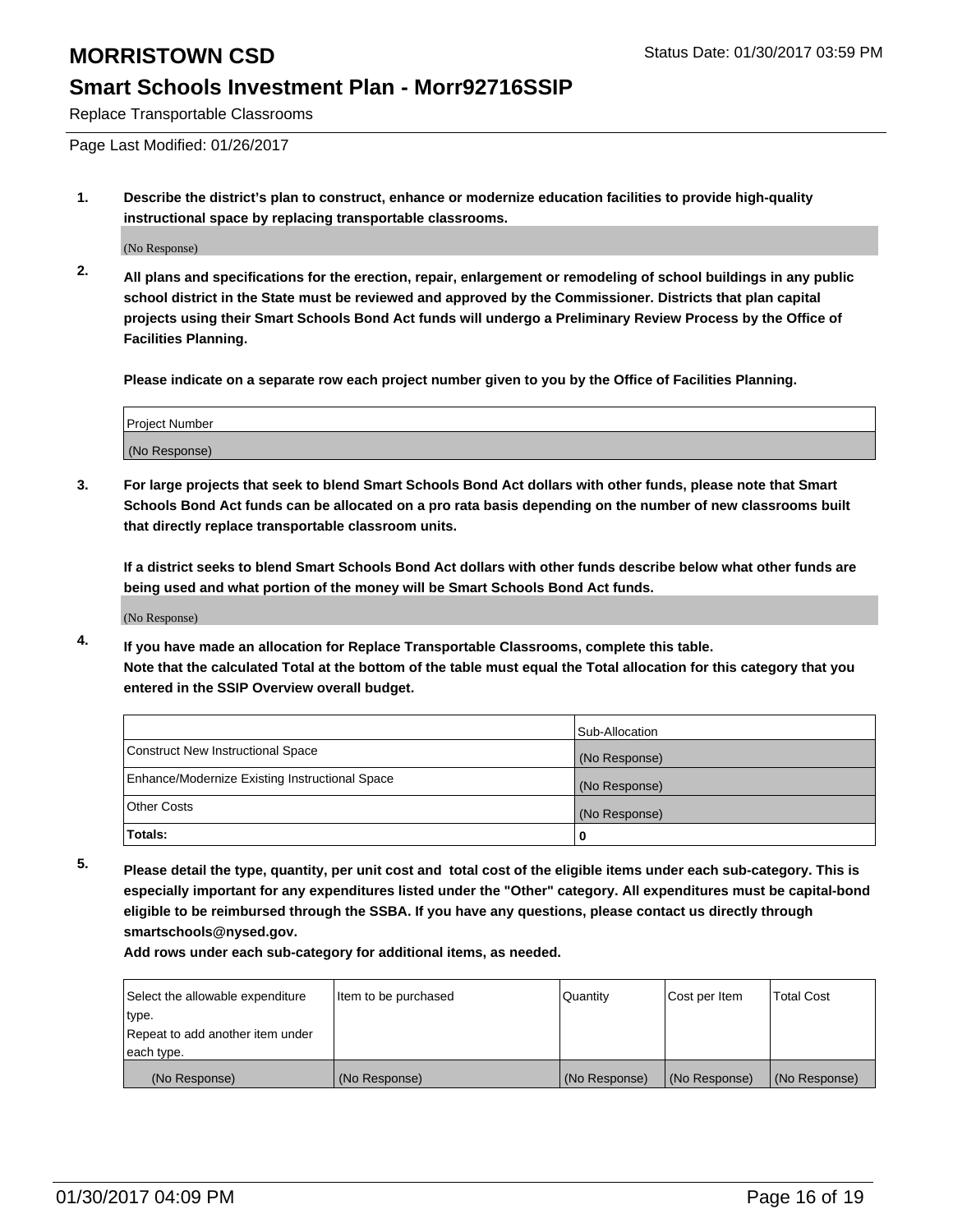# MORRISTOWN CSD

Status Date: 01/30/2017 03:59 PM

## Smart Schools Investment Plan - Morr92716SSIP

Replace Transportable Classrooms

Page Last Modified: 01/26/2017

1. **Describe the district's plan to construct, enhance or modernize education facilities to provide high-quality instructional space by replacing transportable classrooms.**

   (No Response)

2. **All plans and specifications for the erection, repair, enlargement or remodeling of school buildings in any public school district in the State must be reviewed and approved by the Commissioner. Districts that plan capital projects using their Smart Schools Bond Act funds will undergo a Preliminary Review Process by the Office of Facilities Planning.**

   **Please indicate on a separate row each project number given to you by the Office of Facilities Planning.**

| Project Number |
|---|
| (No Response) |

3. **For large projects that seek to blend Smart Schools Bond Act dollars with other funds, please note that Smart Schools Bond Act funds can be allocated on a pro rata basis depending on the number of new classrooms built that directly replace transportable classroom units.**

   **If a district seeks to blend Smart Schools Bond Act dollars with other funds describe below what other funds are being used and what portion of the money will be Smart Schools Bond Act funds.**

   (No Response)

4. **If you have made an allocation for Replace Transportable Classrooms, complete this table.**
   **Note that the calculated Total at the bottom of the table must equal the Total allocation for this category that you entered in the SSIP Overview overall budget.**

| | Sub-Allocation |
|---|---|
| Construct New Instructional Space | (No Response) |
| Enhance/Modernize Existing Instructional Space | (No Response) |
| Other Costs | (No Response) |
| **Totals:** | **0** |

5. **Please detail the type, quantity, per unit cost and total cost of the eligible items under each sub-category. This is especially important for any expenditures listed under the "Other" category. All expenditures must be capital-bond eligible to be reimbursed through the SSBA. If you have any questions, please contact us directly through smartschools@nysed.gov.**

   **Add rows under each sub-category for additional items, as needed.**

| Select the allowable expenditure type. Repeat to add another item under each type. | Item to be purchased | Quantity | Cost per Item | Total Cost |
|---|---|---|---|---|
| (No Response) | (No Response) | (No Response) | (No Response) | (No Response) |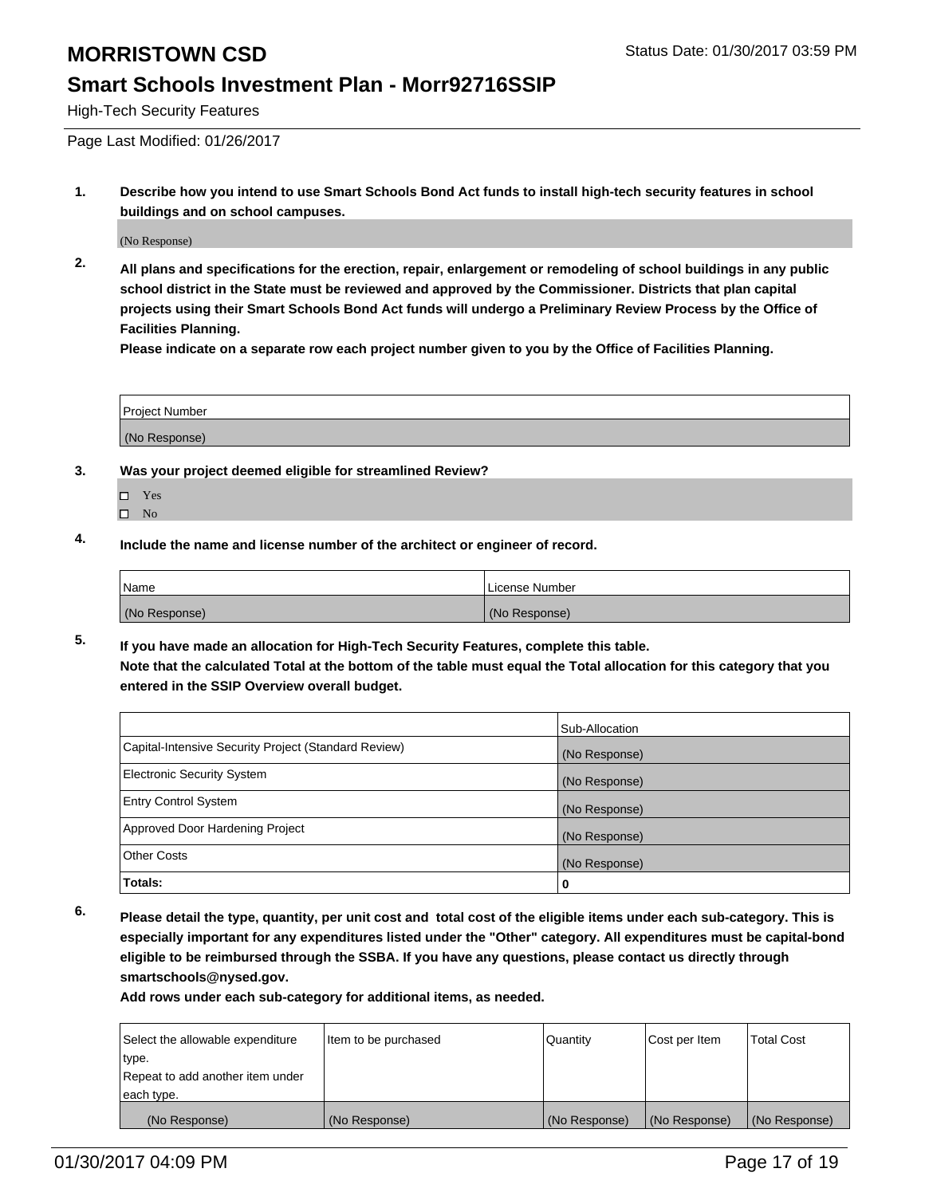# MORRISTOWN CSD

Status Date: 01/30/2017 03:59 PM

## Smart Schools Investment Plan - Morr92716SSIP

High-Tech Security Features

Page Last Modified: 01/26/2017

**1. Describe how you intend to use Smart Schools Bond Act funds to install high-tech security features in school buildings and on school campuses.**

(No Response)

**2. All plans and specifications for the erection, repair, enlargement or remodeling of school buildings in any public school district in the State must be reviewed and approved by the Commissioner. Districts that plan capital projects using their Smart Schools Bond Act funds will undergo a Preliminary Review Process by the Office of Facilities Planning.**

**Please indicate on a separate row each project number given to you by the Office of Facilities Planning.**

| Project Number |
| --- |
| (No Response) |

**3. Was your project deemed eligible for streamlined Review?**

- ☐ Yes
- ☐ No

**4. Include the name and license number of the architect or engineer of record.**

| Name | License Number |
| --- | --- |
| (No Response) | (No Response) |

**5. If you have made an allocation for High-Tech Security Features, complete this table.**
**Note that the calculated Total at the bottom of the table must equal the Total allocation for this category that you entered in the SSIP Overview overall budget.**

| | Sub-Allocation |
| --- | --- |
| Capital-Intensive Security Project (Standard Review) | (No Response) |
| Electronic Security System | (No Response) |
| Entry Control System | (No Response) |
| Approved Door Hardening Project | (No Response) |
| Other Costs | (No Response) |
| **Totals:** | **0** |

**6. Please detail the type, quantity, per unit cost and total cost of the eligible items under each sub-category. This is especially important for any expenditures listed under the "Other" category. All expenditures must be capital-bond eligible to be reimbursed through the SSBA. If you have any questions, please contact us directly through smartschools@nysed.gov.**

**Add rows under each sub-category for additional items, as needed.**

| Select the allowable expenditure type. Repeat to add another item under each type. | Item to be purchased | Quantity | Cost per Item | Total Cost |
| --- | --- | --- | --- | --- |
| (No Response) | (No Response) | (No Response) | (No Response) | (No Response) |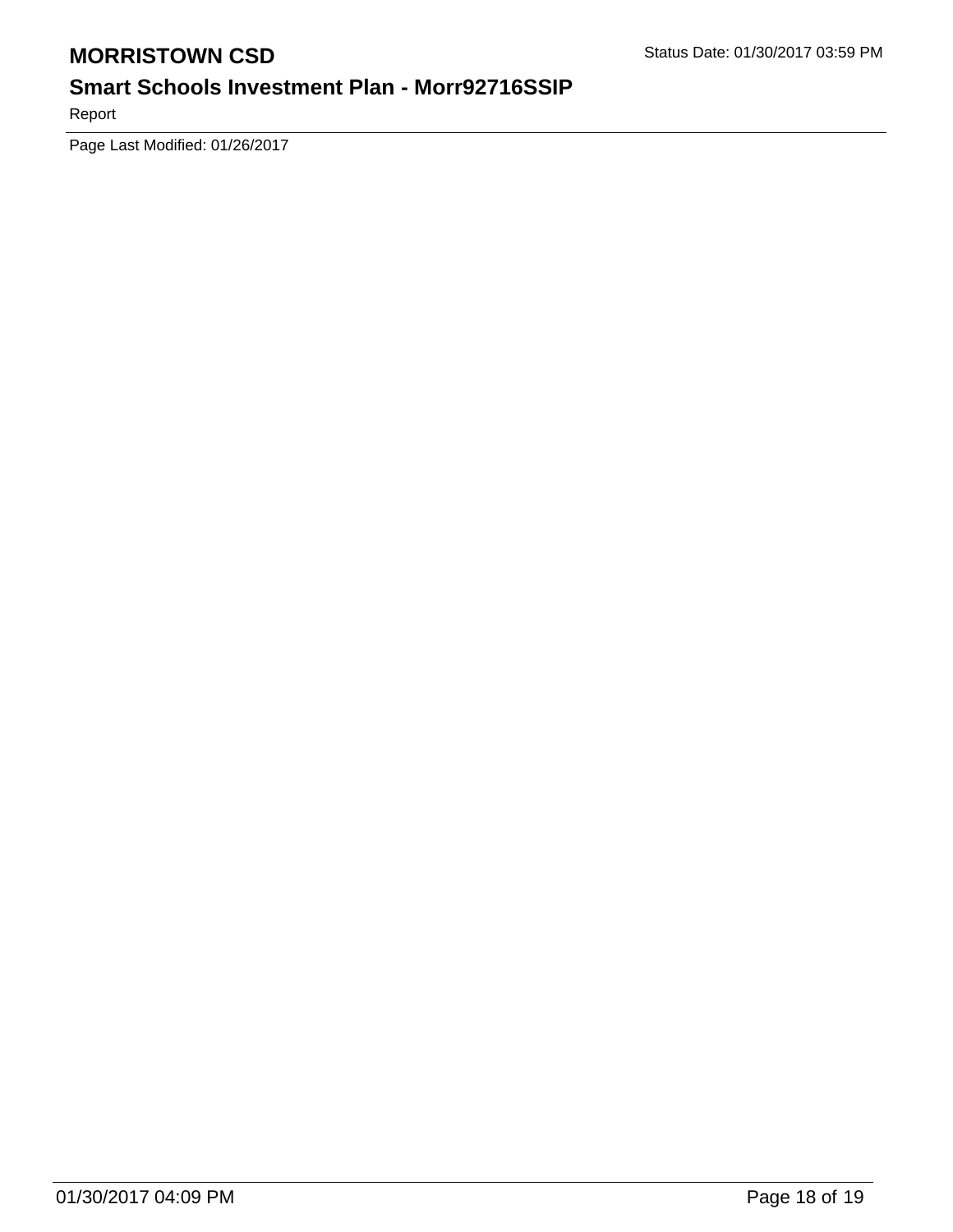Page Last Modified: 01/26/2017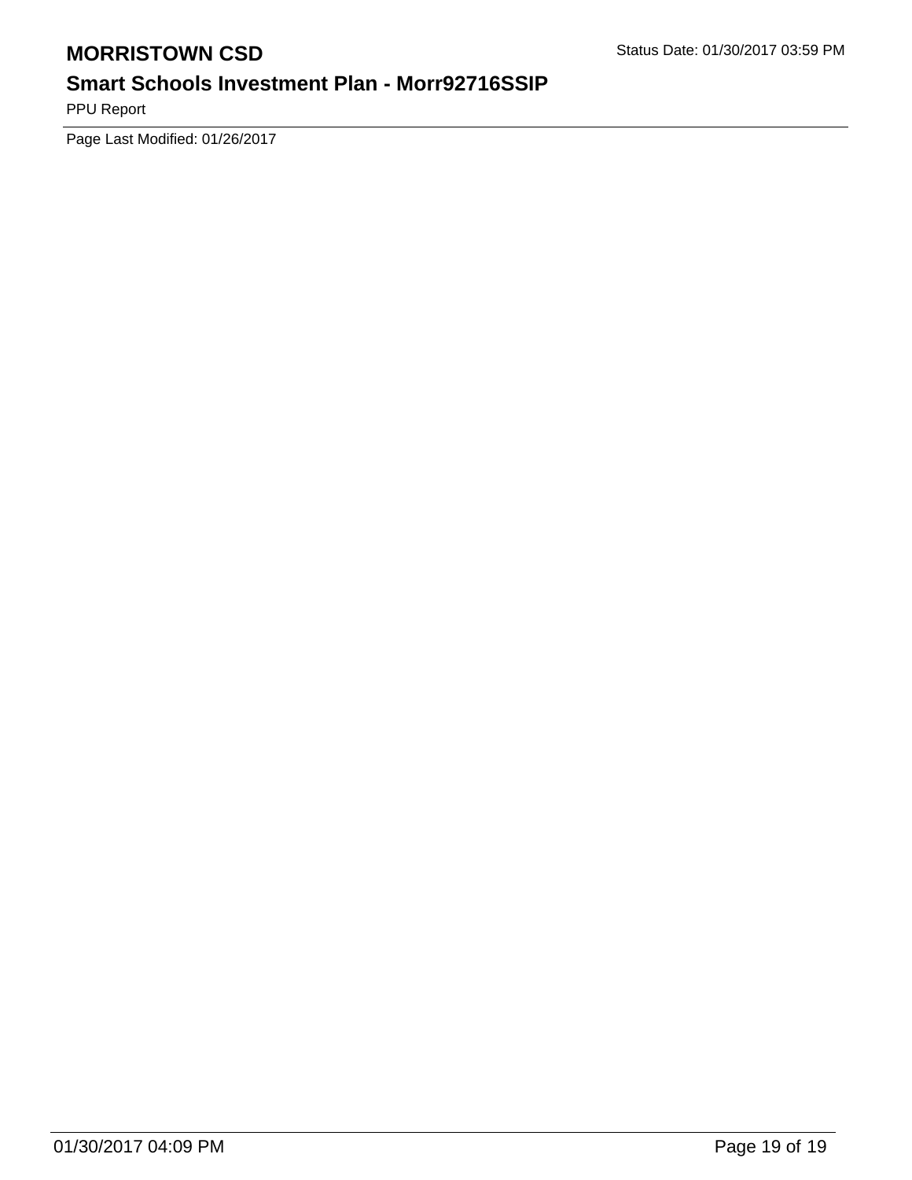Page Last Modified: 01/26/2017